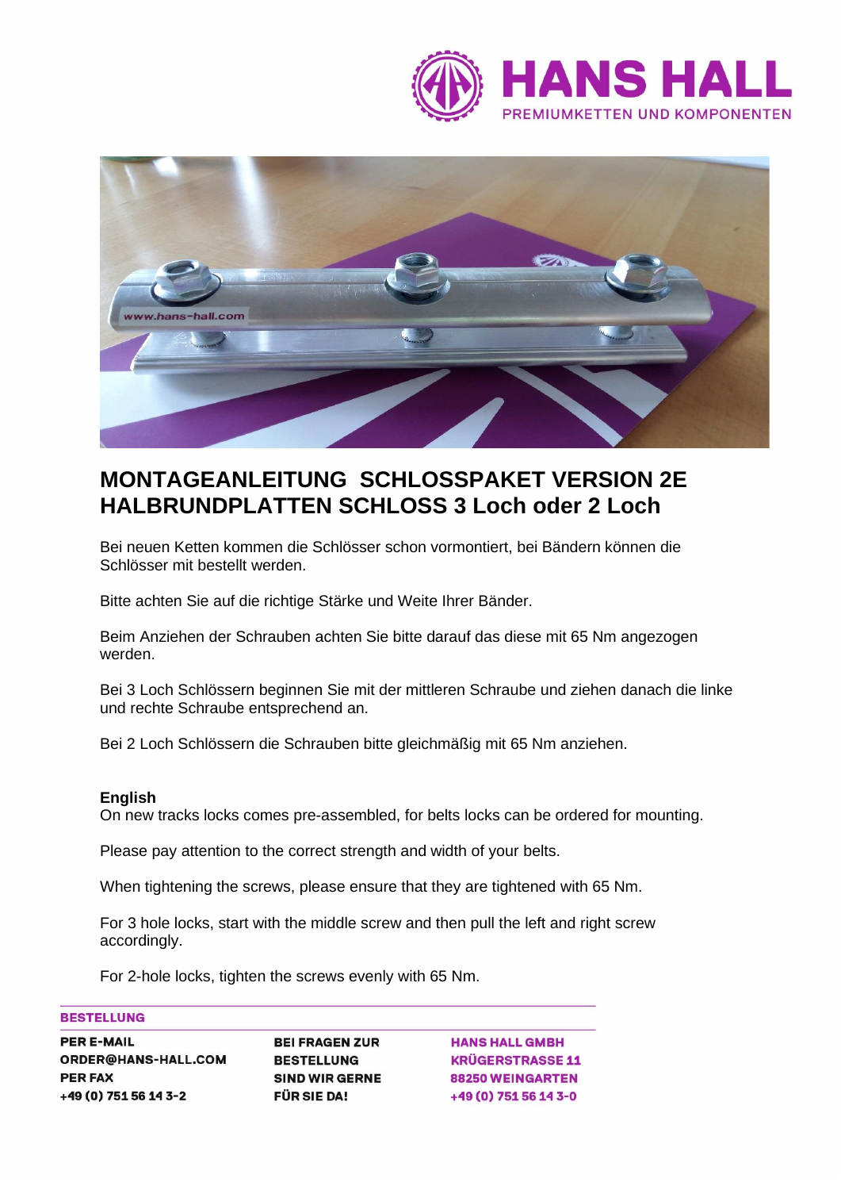# MONTAGEANLEITUNG SCHLOSSPAKET VERSION 2E HALBRUNDPLATTEN SCHLOSS 3 Loch oder 2 Loch

Bei neuen Ketten kommen die Schlösser schon vormontiert, bei Bändern können die Schlösser mit bestellt werden.

Bitte achten Sie auf die richtige Stärke und Weite Ihrer Bänder.

Beim Anziehen der Schrauben achten Sie bitte darauf das diese mit 65 Nm angezogen werden.

Bei 3 Loch Schlössern beginnen Sie mit der mittleren Schraube und ziehen danach die linke und rechte Schraube entsprechend an.

Bei 2 Loch Schlössern die Schrauben bitte gleichmäßig mit 65 Nm anziehen.

**English**

On new tracks locks comes pre-assembled, for belts locks can be ordered for mounting.

Please pay attention to the correct strength and width of your belts.

When tightening the screws, please ensure that they are tightened with 65 Nm.

For 3 hole locks, start with the middle screw and then pull the left and right screw accordingly.

For 2-hole locks, tighten the screws evenly with 65 Nm.

**BESTELLUNG**

**PER E-MAIL**
**ORDER@HANS-HALL.COM**
**PER FAX**
**+49 (0) 751 56 14 3-2**

**BEI FRAGEN ZUR BESTELLUNG SIND WIR GERNE FÜR SIE DA!**

**HANS HALL GMBH**
**KRÜGERSTRASSE 11**
**88250 WEINGARTEN**
**+49 (0) 751 56 14 3-0**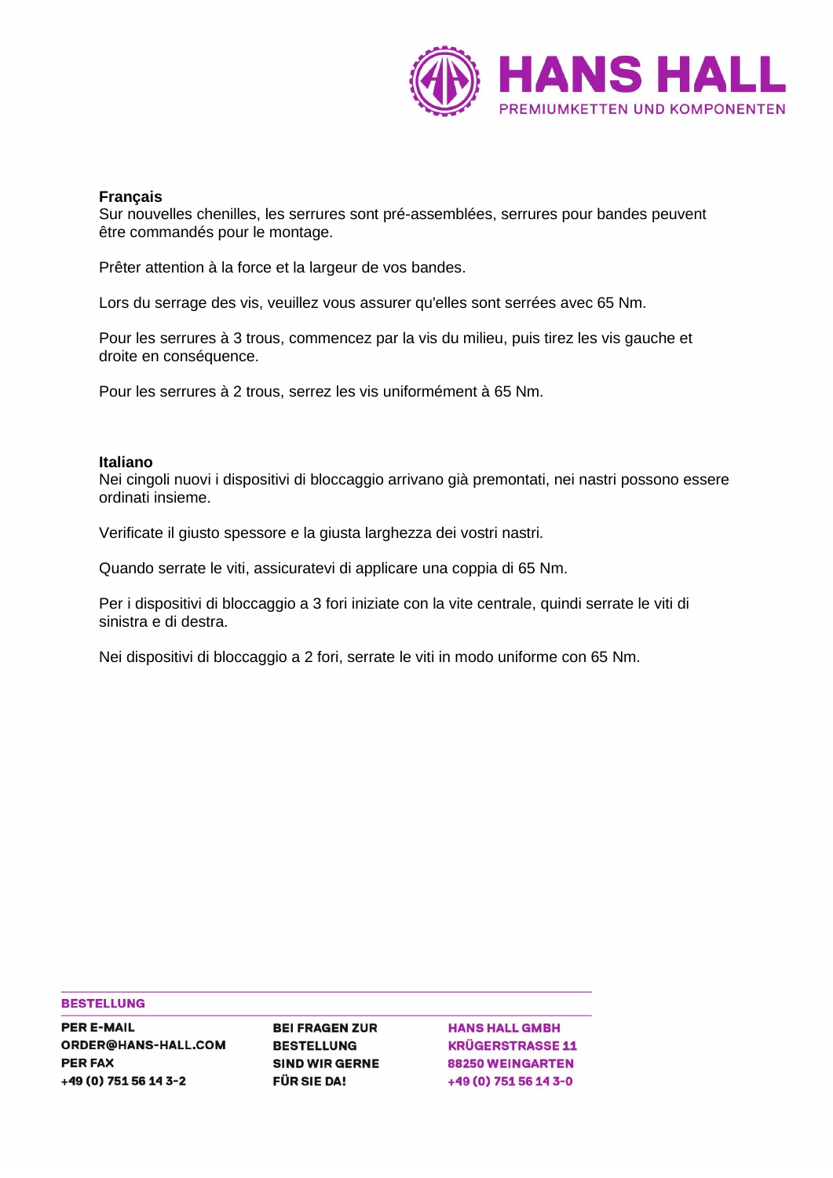**Français**
Sur nouvelles chenilles, les serrures sont pré-assemblées, serrures pour bandes peuvent être commandés pour le montage.

Prêter attention à la force et la largeur de vos bandes.

Lors du serrage des vis, veuillez vous assurer qu'elles sont serrées avec 65 Nm.

Pour les serrures à 3 trous, commencez par la vis du milieu, puis tirez les vis gauche et droite en conséquence.

Pour les serrures à 2 trous, serrez les vis uniformément à 65 Nm.

**Italiano**
Nei cingoli nuovi i dispositivi di bloccaggio arrivano già premontati, nei nastri possono essere ordinati insieme.

Verificate il giusto spessore e la giusta larghezza dei vostri nastri.

Quando serrate le viti, assicuratevi di applicare una coppia di 65 Nm.

Per i dispositivi di bloccaggio a 3 fori iniziate con la vite centrale, quindi serrate le viti di sinistra e di destra.

Nei dispositivi di bloccaggio a 2 fori, serrate le viti in modo uniforme con 65 Nm.